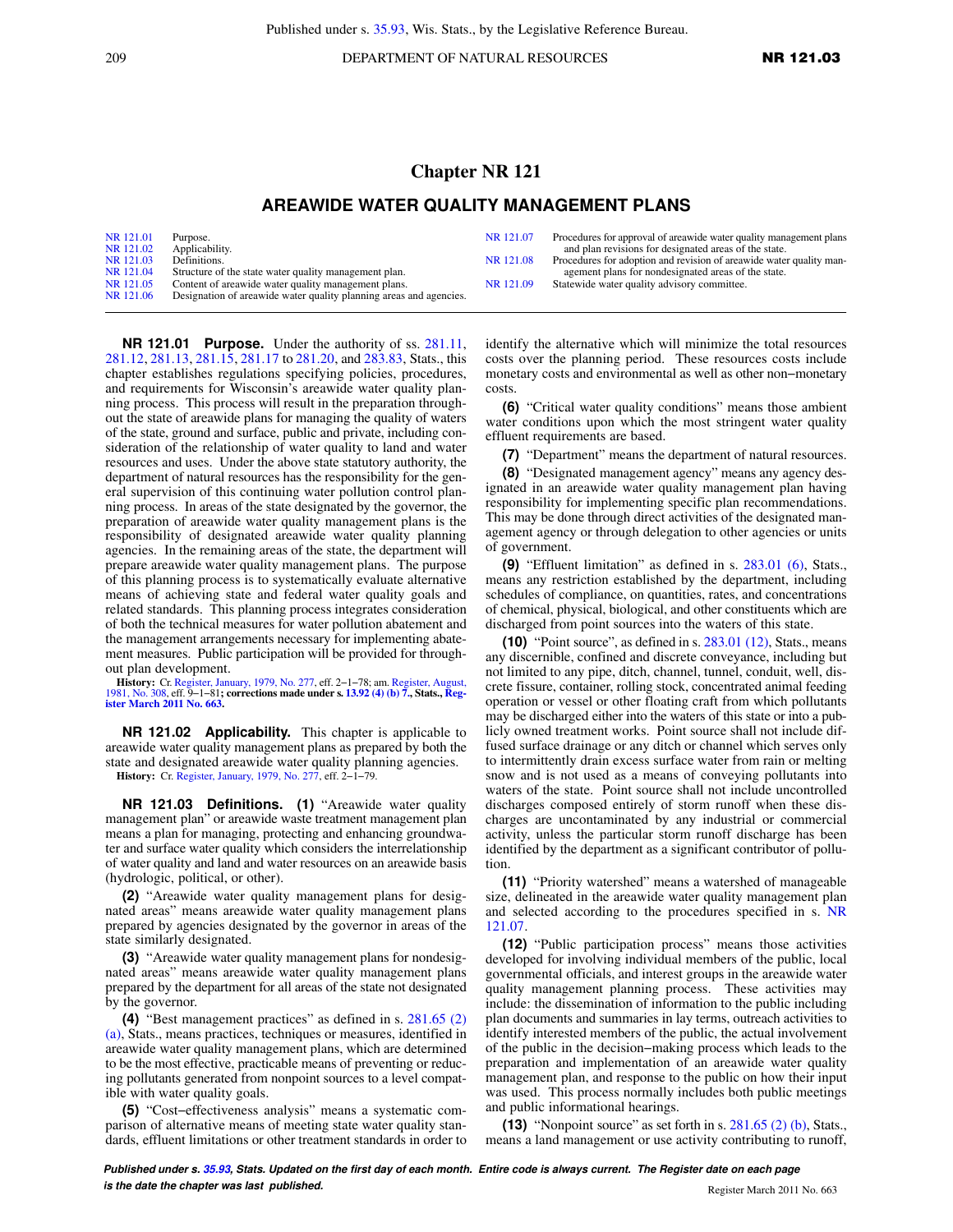# Chapter NR 121

## AREAWIDE WATER QUALITY MANAGEMENT PLANS

| | | | |
|---|---|---|---|
| NR 121.01 | Purpose. | NR 121.07 | Procedures for approval of areawide water quality management plans and plan revisions for designated areas of the state. |
| NR 121.02 | Applicability. | NR 121.08 | Procedures for adoption and revision of areawide water quality management plans for nondesignated areas of the state. |
| NR 121.03 | Definitions. | NR 121.09 | Statewide water quality advisory committee. |
| NR 121.04 | Structure of the state water quality management plan. | | |
| NR 121.05 | Content of areawide water quality management plans. | | |
| NR 121.06 | Designation of areawide water quality planning areas and agencies. | | |

**NR 121.01 Purpose.** Under the authority of ss. 281.11, 281.12, 281.13, 281.15, 281.17 to 281.20, and 283.83, Stats., this chapter establishes regulations specifying policies, procedures, and requirements for Wisconsin's areawide water quality planning process. This process will result in the preparation throughout the state of areawide plans for managing the quality of waters of the state, ground and surface, public and private, including consideration of the relationship of water quality to land and water resources and uses. Under the above state statutory authority, the department of natural resources has the responsibility for the general supervision of this continuing water pollution control planning process. In areas of the state designated by the governor, the preparation of areawide water quality management plans is the responsibility of designated areawide water quality planning agencies. In the remaining areas of the state, the department will prepare areawide water quality management plans. The purpose of this planning process is to systematically evaluate alternative means of achieving state and federal water quality goals and related standards. This planning process integrates consideration of both the technical measures for water pollution abatement and the management arrangements necessary for implementing abatement measures. Public participation will be provided for throughout plan development.

**History:** Cr. Register, January, 1979, No. 277, eff. 2–1–78; am. Register, August, 1981, No. 308, eff. 9–1–81**; corrections made under s. 13.92 (4) (b) 7., Stats., Register March 2011 No. 663.**

**NR 121.02 Applicability.** This chapter is applicable to areawide water quality management plans as prepared by both the state and designated areawide water quality planning agencies.

**History:** Cr. Register, January, 1979, No. 277, eff. 2–1–79.

**NR 121.03 Definitions.** **(1)** "Areawide water quality management plan" or areawide waste treatment management plan means a plan for managing, protecting and enhancing groundwater and surface water quality which considers the interrelationship of water quality and land and water resources on an areawide basis (hydrologic, political, or other).

**(2)** "Areawide water quality management plans for designated areas" means areawide water quality management plans prepared by agencies designated by the governor in areas of the state similarly designated.

**(3)** "Areawide water quality management plans for nondesignated areas" means areawide water quality management plans prepared by the department for all areas of the state not designated by the governor.

**(4)** "Best management practices" as defined in s. 281.65 (2) (a), Stats., means practices, techniques or measures, identified in areawide water quality management plans, which are determined to be the most effective, practicable means of preventing or reducing pollutants generated from nonpoint sources to a level compatible with water quality goals.

**(5)** "Cost–effectiveness analysis" means a systematic comparison of alternative means of meeting state water quality standards, effluent limitations or other treatment standards in order to identify the alternative which will minimize the total resources costs over the planning period. These resources costs include monetary costs and environmental as well as other non–monetary costs.

**(6)** "Critical water quality conditions" means those ambient water conditions upon which the most stringent water quality effluent requirements are based.

**(7)** "Department" means the department of natural resources.

**(8)** "Designated management agency" means any agency designated in an areawide water quality management plan having responsibility for implementing specific plan recommendations. This may be done through direct activities of the designated management agency or through delegation to other agencies or units of government.

**(9)** "Effluent limitation" as defined in s. 283.01 (6), Stats., means any restriction established by the department, including schedules of compliance, on quantities, rates, and concentrations of chemical, physical, biological, and other constituents which are discharged from point sources into the waters of this state.

**(10)** "Point source", as defined in s. 283.01 (12), Stats., means any discernible, confined and discrete conveyance, including but not limited to any pipe, ditch, channel, tunnel, conduit, well, discrete fissure, container, rolling stock, concentrated animal feeding operation or vessel or other floating craft from which pollutants may be discharged either into the waters of this state or into a publicly owned treatment works. Point source shall not include diffused surface drainage or any ditch or channel which serves only to intermittently drain excess surface water from rain or melting snow and is not used as a means of conveying pollutants into waters of the state. Point source shall not include uncontrolled discharges composed entirely of storm runoff when these discharges are uncontaminated by any industrial or commercial activity, unless the particular storm runoff discharge has been identified by the department as a significant contributor of pollution.

**(11)** "Priority watershed" means a watershed of manageable size, delineated in the areawide water quality management plan and selected according to the procedures specified in s. NR 121.07.

**(12)** "Public participation process" means those activities developed for involving individual members of the public, local governmental officials, and interest groups in the areawide water quality management planning process. These activities may include: the dissemination of information to the public including plan documents and summaries in lay terms, outreach activities to identify interested members of the public, the actual involvement of the public in the decision–making process which leads to the preparation and implementation of an areawide water quality management plan, and response to the public on how their input was used. This process normally includes both public meetings and public informational hearings.

**(13)** "Nonpoint source" as set forth in s. 281.65 (2) (b), Stats., means a land management or use activity contributing to runoff,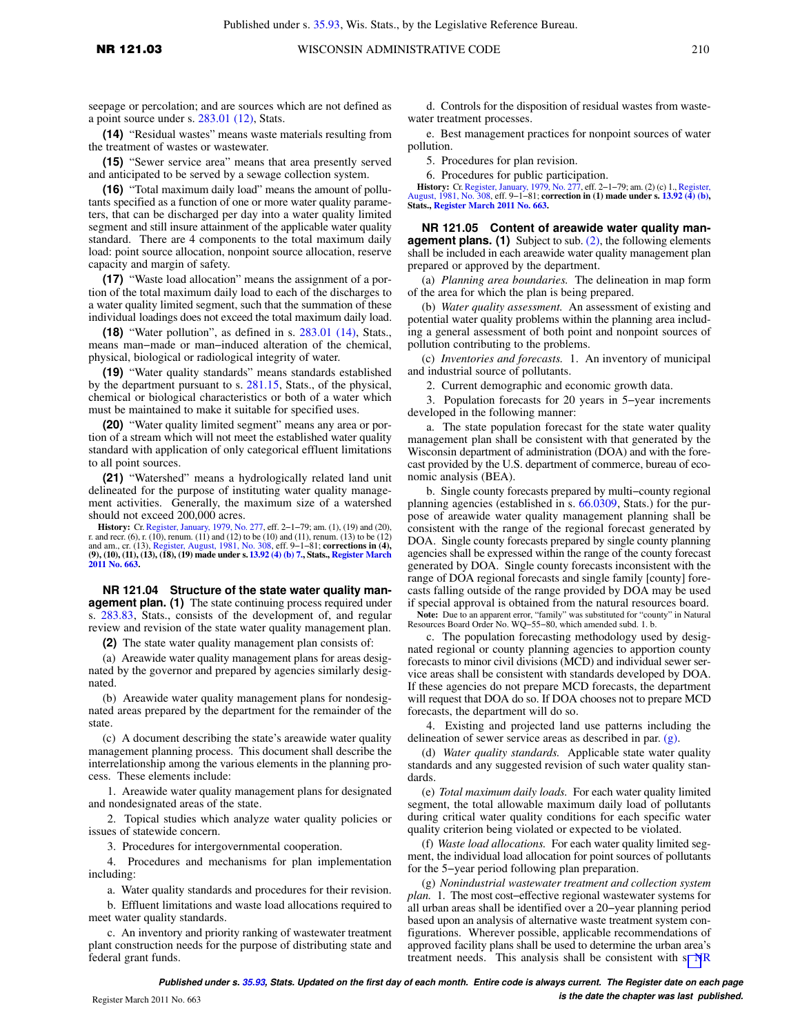seepage or percolation; and are sources which are not defined as a point source under s. 283.01 (12), Stats.

**(14)** "Residual wastes" means waste materials resulting from the treatment of wastes or wastewater.

**(15)** "Sewer service area" means that area presently served and anticipated to be served by a sewage collection system.

**(16)** "Total maximum daily load" means the amount of pollutants specified as a function of one or more water quality parameters, that can be discharged per day into a water quality limited segment and still insure attainment of the applicable water quality standard. There are 4 components to the total maximum daily load: point source allocation, nonpoint source allocation, reserve capacity and margin of safety.

**(17)** "Waste load allocation" means the assignment of a portion of the total maximum daily load to each of the discharges to a water quality limited segment, such that the summation of these individual loadings does not exceed the total maximum daily load.

**(18)** "Water pollution", as defined in s. 283.01 (14), Stats., means man–made or man–induced alteration of the chemical, physical, biological or radiological integrity of water.

**(19)** "Water quality standards" means standards established by the department pursuant to s. 281.15, Stats., of the physical, chemical or biological characteristics or both of a water which must be maintained to make it suitable for specified uses.

**(20)** "Water quality limited segment" means any area or portion of a stream which will not meet the established water quality standard with application of only categorical effluent limitations to all point sources.

**(21)** "Watershed" means a hydrologically related land unit delineated for the purpose of instituting water quality management activities. Generally, the maximum size of a watershed should not exceed 200,000 acres.

**History:** Cr. Register, January, 1979, No. 277, eff. 2–1–79; am. (1), (19) and (20), r. and recr. (6), r. (10), renum. (11) and (12) to be (10) and (11), renum. (13) to be (12) and am., cr. (13), Register, August, 1981, No. 308, eff. 9–1–81; **corrections in (4), (9), (10), (11), (13), (18), (19) made under s. 13.92 (4) (b) 7., Stats., Register March 2011 No. 663.**

### NR 121.04 Structure of the state water quality management plan.

**(1)** The state continuing process required under s. 283.83, Stats., consists of the development of, and regular review and revision of the state water quality management plan.

**(2)** The state water quality management plan consists of:

(a) Areawide water quality management plans for areas designated by the governor and prepared by agencies similarly designated.

(b) Areawide water quality management plans for nondesignated areas prepared by the department for the remainder of the state.

(c) A document describing the state's areawide water quality management planning process. This document shall describe the interrelationship among the various elements in the planning process. These elements include:

1. Areawide water quality management plans for designated and nondesignated areas of the state.

2. Topical studies which analyze water quality policies or issues of statewide concern.

3. Procedures for intergovernmental cooperation.

4. Procedures and mechanisms for plan implementation including:

a. Water quality standards and procedures for their revision.

b. Effluent limitations and waste load allocations required to meet water quality standards.

c. An inventory and priority ranking of wastewater treatment plant construction needs for the purpose of distributing state and federal grant funds.

d. Controls for the disposition of residual wastes from wastewater treatment processes.

e. Best management practices for nonpoint sources of water pollution.

5. Procedures for plan revision.

6. Procedures for public participation.

**History:** Cr. Register, January, 1979, No. 277, eff. 2–1–79; am. (2) (c) 1., Register, August, 1981, No. 308, eff. 9–1–81; **correction in (1) made under s. 13.92 (4) (b), Stats., Register March 2011 No. 663.**

### NR 121.05 Content of areawide water quality management plans.

**(1)** Subject to sub. (2), the following elements shall be included in each areawide water quality management plan prepared or approved by the department.

(a) *Planning area boundaries.* The delineation in map form of the area for which the plan is being prepared.

(b) *Water quality assessment.* An assessment of existing and potential water quality problems within the planning area including a general assessment of both point and nonpoint sources of pollution contributing to the problems.

(c) *Inventories and forecasts.* 1. An inventory of municipal and industrial source of pollutants.

2. Current demographic and economic growth data.

3. Population forecasts for 20 years in 5–year increments developed in the following manner:

a. The state population forecast for the state water quality management plan shall be consistent with that generated by the Wisconsin department of administration (DOA) and with the forecast provided by the U.S. department of commerce, bureau of economic analysis (BEA).

b. Single county forecasts prepared by multi–county regional planning agencies (established in s. 66.0309, Stats.) for the purpose of areawide water quality management planning shall be consistent with the range of the regional forecast generated by DOA. Single county forecasts prepared by single county planning agencies shall be expressed within the range of the county forecast generated by DOA. Single county forecasts inconsistent with the range of DOA regional forecasts and single family [county] forecasts falling outside of the range provided by DOA may be used if special approval is obtained from the natural resources board.

**Note:** Due to an apparent error, "family" was substituted for "county" in Natural Resources Board Order No. WQ–55–80, which amended subd. 1. b.

c. The population forecasting methodology used by designated regional or county planning agencies to apportion county forecasts to minor civil divisions (MCD) and individual sewer service areas shall be consistent with standards developed by DOA. If these agencies do not prepare MCD forecasts, the department will request that DOA do so. If DOA chooses not to prepare MCD forecasts, the department will do so.

4. Existing and projected land use patterns including the delineation of sewer service areas as described in par. (g).

(d) *Water quality standards.* Applicable state water quality standards and any suggested revision of such water quality standards.

(e) *Total maximum daily loads.* For each water quality limited segment, the total allowable maximum daily load of pollutants during critical water quality conditions for each specific water quality criterion being violated or expected to be violated.

(f) *Waste load allocations.* For each water quality limited segment, the individual load allocation for point sources of pollutants for the 5–year period following plan preparation.

(g) *Nonindustrial wastewater treatment and collection system plan.* 1. The most cost–effective regional wastewater systems for all urban areas shall be identified over a 20–year planning period based upon an analysis of alternative waste treatment system configurations. Wherever possible, applicable recommendations of approved facility plans shall be used to determine the urban area's treatment needs. This analysis shall be consistent with s. NR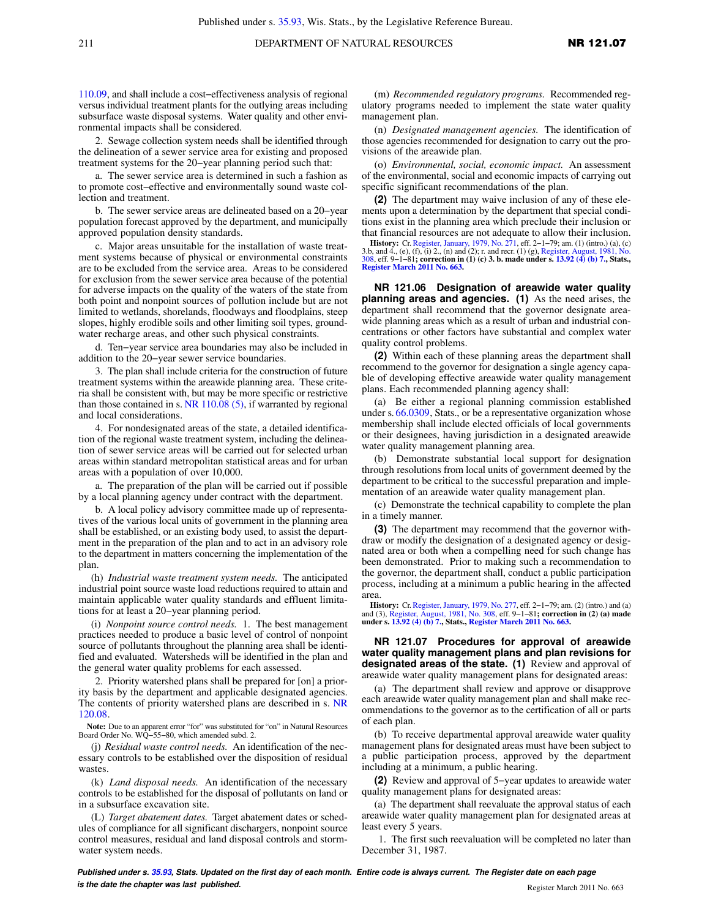110.09, and shall include a cost−effectiveness analysis of regional versus individual treatment plants for the outlying areas including subsurface waste disposal systems. Water quality and other environmental impacts shall be considered.

2. Sewage collection system needs shall be identified through the delineation of a sewer service area for existing and proposed treatment systems for the 20−year planning period such that:

a. The sewer service area is determined in such a fashion as to promote cost−effective and environmentally sound waste collection and treatment.

b. The sewer service areas are delineated based on a 20−year population forecast approved by the department, and municipally approved population density standards.

c. Major areas unsuitable for the installation of waste treatment systems because of physical or environmental constraints are to be excluded from the service area. Areas to be considered for exclusion from the sewer service area because of the potential for adverse impacts on the quality of the waters of the state from both point and nonpoint sources of pollution include but are not limited to wetlands, shorelands, floodways and floodplains, steep slopes, highly erodible soils and other limiting soil types, groundwater recharge areas, and other such physical constraints.

d. Ten−year service area boundaries may also be included in addition to the 20−year sewer service boundaries.

3. The plan shall include criteria for the construction of future treatment systems within the areawide planning area. These criteria shall be consistent with, but may be more specific or restrictive than those contained in s. NR 110.08 (5), if warranted by regional and local considerations.

4. For nondesignated areas of the state, a detailed identification of the regional waste treatment system, including the delineation of sewer service areas will be carried out for selected urban areas within standard metropolitan statistical areas and for urban areas with a population of over 10,000.

a. The preparation of the plan will be carried out if possible by a local planning agency under contract with the department.

b. A local policy advisory committee made up of representatives of the various local units of government in the planning area shall be established, or an existing body used, to assist the department in the preparation of the plan and to act in an advisory role to the department in matters concerning the implementation of the plan.

(h) *Industrial waste treatment system needs.* The anticipated industrial point source waste load reductions required to attain and maintain applicable water quality standards and effluent limitations for at least a 20−year planning period.

(i) *Nonpoint source control needs.* 1. The best management practices needed to produce a basic level of control of nonpoint source of pollutants throughout the planning area shall be identified and evaluated. Watersheds will be identified in the plan and the general water quality problems for each assessed.

2. Priority watershed plans shall be prepared for [on] a priority basis by the department and applicable designated agencies. The contents of priority watershed plans are described in s. NR 120.08.

**Note:** Due to an apparent error "for" was substituted for "on" in Natural Resources Board Order No. WQ−55−80, which amended subd. 2.

(j) *Residual waste control needs.* An identification of the necessary controls to be established over the disposition of residual wastes.

(k) *Land disposal needs.* An identification of the necessary controls to be established for the disposal of pollutants on land or in a subsurface excavation site.

(L) *Target abatement dates.* Target abatement dates or schedules of compliance for all significant dischargers, nonpoint source control measures, residual and land disposal controls and stormwater system needs.

(m) *Recommended regulatory programs.* Recommended regulatory programs needed to implement the state water quality management plan.

(n) *Designated management agencies.* The identification of those agencies recommended for designation to carry out the provisions of the areawide plan.

(o) *Environmental, social, economic impact.* An assessment of the environmental, social and economic impacts of carrying out specific significant recommendations of the plan.

**(2)** The department may waive inclusion of any of these elements upon a determination by the department that special conditions exist in the planning area which preclude their inclusion or that financial resources are not adequate to allow their inclusion.

**History:** Cr. Register, January, 1979, No. 271, eff. 2−1−79; am. (1) (intro.) (a), (c) 3.b, and 4., (e), (f), (i) 2., (n) and (2); r. and recr. (1) (g), Register, August, 1981, No. 308, eff. 9−1−81; **correction in (1) (c) 3. b. made under s. 13.92 (4) (b) 7., Stats., Register March 2011 No. 663.**

**NR 121.06 Designation of areawide water quality planning areas and agencies. (1)** As the need arises, the department shall recommend that the governor designate areawide planning areas which as a result of urban and industrial concentrations or other factors have substantial and complex water quality control problems.

**(2)** Within each of these planning areas the department shall recommend to the governor for designation a single agency capable of developing effective areawide water quality management plans. Each recommended planning agency shall:

(a) Be either a regional planning commission established under s. 66.0309, Stats., or be a representative organization whose membership shall include elected officials of local governments or their designees, having jurisdiction in a designated areawide water quality management planning area.

(b) Demonstrate substantial local support for designation through resolutions from local units of government deemed by the department to be critical to the successful preparation and implementation of an areawide water quality management plan.

(c) Demonstrate the technical capability to complete the plan in a timely manner.

**(3)** The department may recommend that the governor withdraw or modify the designation of a designated agency or designated area or both when a compelling need for such change has been demonstrated. Prior to making such a recommendation to the governor, the department shall, conduct a public participation process, including at a minimum a public hearing in the affected area.

**History:** Cr. Register, January, 1979, No. 277, eff. 2−1−79; am. (2) (intro.) and (a) and (3), Register, August, 1981, No. 308, eff. 9−1−81; **correction in (2) (a) made under s. 13.92 (4) (b) 7., Stats., Register March 2011 No. 663.**

**NR 121.07 Procedures for approval of areawide water quality management plans and plan revisions for designated areas of the state. (1)** Review and approval of areawide water quality management plans for designated areas:

(a) The department shall review and approve or disapprove each areawide water quality management plan and shall make recommendations to the governor as to the certification of all or parts of each plan.

(b) To receive departmental approval areawide water quality management plans for designated areas must have been subject to a public participation process, approved by the department including at a minimum, a public hearing.

**(2)** Review and approval of 5−year updates to areawide water quality management plans for designated areas:

(a) The department shall reevaluate the approval status of each areawide water quality management plan for designated areas at least every 5 years.

1. The first such reevaluation will be completed no later than December 31, 1987.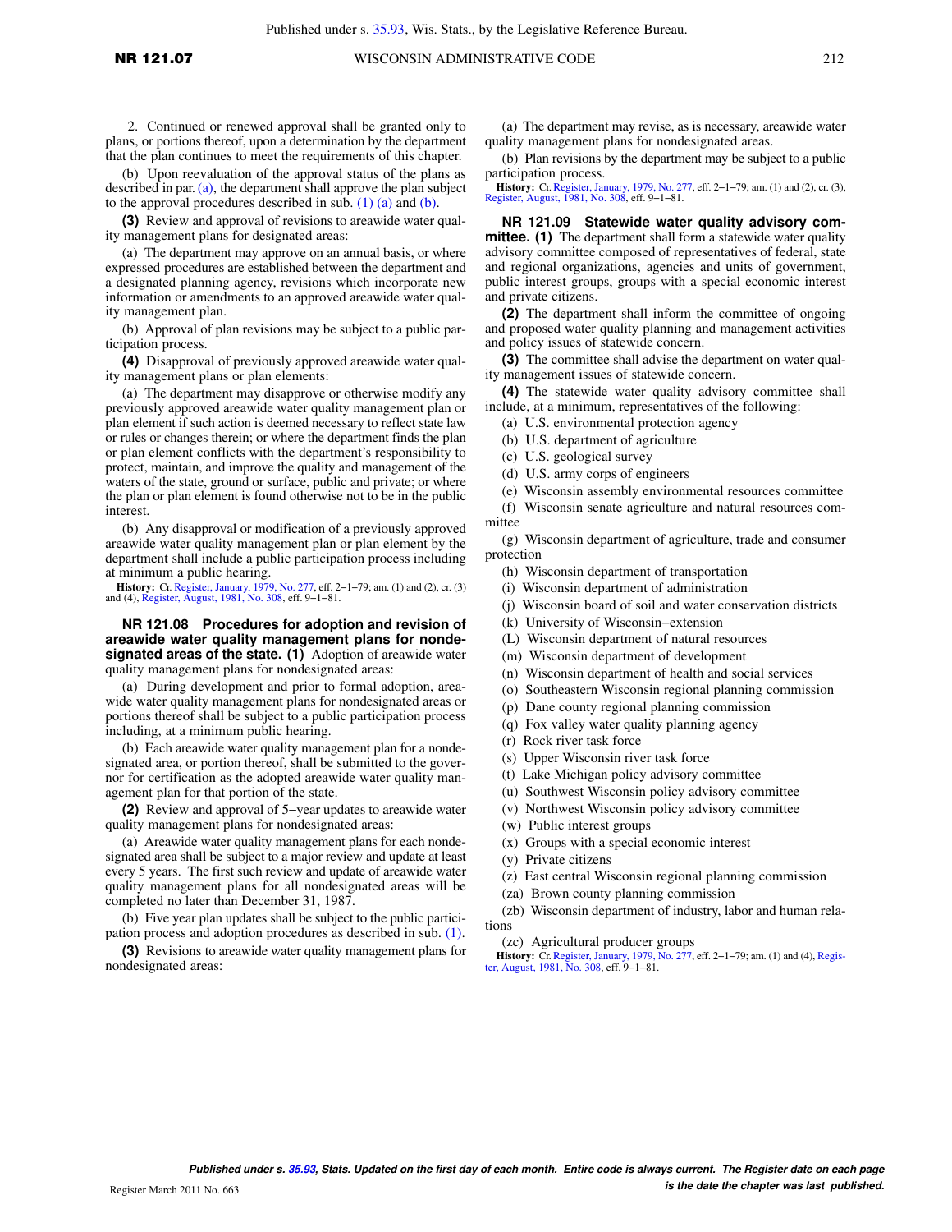2. Continued or renewed approval shall be granted only to plans, or portions thereof, upon a determination by the department that the plan continues to meet the requirements of this chapter.

(b) Upon reevaluation of the approval status of the plans as described in par. (a), the department shall approve the plan subject to the approval procedures described in sub. (1) (a) and (b).

**(3)** Review and approval of revisions to areawide water quality management plans for designated areas:

(a) The department may approve on an annual basis, or where expressed procedures are established between the department and a designated planning agency, revisions which incorporate new information or amendments to an approved areawide water quality management plan.

(b) Approval of plan revisions may be subject to a public participation process.

**(4)** Disapproval of previously approved areawide water quality management plans or plan elements:

(a) The department may disapprove or otherwise modify any previously approved areawide water quality management plan or plan element if such action is deemed necessary to reflect state law or rules or changes therein; or where the department finds the plan or plan element conflicts with the department's responsibility to protect, maintain, and improve the quality and management of the waters of the state, ground or surface, public and private; or where the plan or plan element is found otherwise not to be in the public interest.

(b) Any disapproval or modification of a previously approved areawide water quality management plan or plan element by the department shall include a public participation process including at minimum a public hearing.

**History:** Cr. Register, January, 1979, No. 277, eff. 2–1–79; am. (1) and (2), cr. (3) and (4), Register, August, 1981, No. 308, eff. 9–1–81.

**NR 121.08 Procedures for adoption and revision of areawide water quality management plans for nondesignated areas of the state.** **(1)** Adoption of areawide water quality management plans for nondesignated areas:

(a) During development and prior to formal adoption, areawide water quality management plans for nondesignated areas or portions thereof shall be subject to a public participation process including, at a minimum public hearing.

(b) Each areawide water quality management plan for a nondesignated area, or portion thereof, shall be submitted to the governor for certification as the adopted areawide water quality management plan for that portion of the state.

**(2)** Review and approval of 5–year updates to areawide water quality management plans for nondesignated areas:

(a) Areawide water quality management plans for each nondesignated area shall be subject to a major review and update at least every 5 years. The first such review and update of areawide water quality management plans for all nondesignated areas will be completed no later than December 31, 1987.

(b) Five year plan updates shall be subject to the public participation process and adoption procedures as described in sub. (1).

**(3)** Revisions to areawide water quality management plans for nondesignated areas:

(a) The department may revise, as is necessary, areawide water quality management plans for nondesignated areas.

(b) Plan revisions by the department may be subject to a public participation process.

**History:** Cr. Register, January, 1979, No. 277, eff. 2–1–79; am. (1) and (2), cr. (3), Register, August, 1981, No. 308, eff. 9–1–81.

**NR 121.09 Statewide water quality advisory committee.** **(1)** The department shall form a statewide water quality advisory committee composed of representatives of federal, state and regional organizations, agencies and units of government, public interest groups, groups with a special economic interest and private citizens.

**(2)** The department shall inform the committee of ongoing and proposed water quality planning and management activities and policy issues of statewide concern.

**(3)** The committee shall advise the department on water quality management issues of statewide concern.

**(4)** The statewide water quality advisory committee shall include, at a minimum, representatives of the following:

(a) U.S. environmental protection agency

(b) U.S. department of agriculture

(c) U.S. geological survey

(d) U.S. army corps of engineers

(e) Wisconsin assembly environmental resources committee

(f) Wisconsin senate agriculture and natural resources committee

(g) Wisconsin department of agriculture, trade and consumer protection

(h) Wisconsin department of transportation

(i) Wisconsin department of administration

(j) Wisconsin board of soil and water conservation districts

(k) University of Wisconsin–extension

(L) Wisconsin department of natural resources

(m) Wisconsin department of development

(n) Wisconsin department of health and social services

(o) Southeastern Wisconsin regional planning commission

(p) Dane county regional planning commission

(q) Fox valley water quality planning agency

(r) Rock river task force

(s) Upper Wisconsin river task force

(t) Lake Michigan policy advisory committee

(u) Southwest Wisconsin policy advisory committee

(v) Northwest Wisconsin policy advisory committee

(w) Public interest groups

(x) Groups with a special economic interest

(y) Private citizens

(z) East central Wisconsin regional planning commission

(za) Brown county planning commission

(zb) Wisconsin department of industry, labor and human relations

(zc) Agricultural producer groups

**History:** Cr. Register, January, 1979, No. 277, eff. 2–1–79; am. (1) and (4), Register, August, 1981, No. 308, eff. 9–1–81.